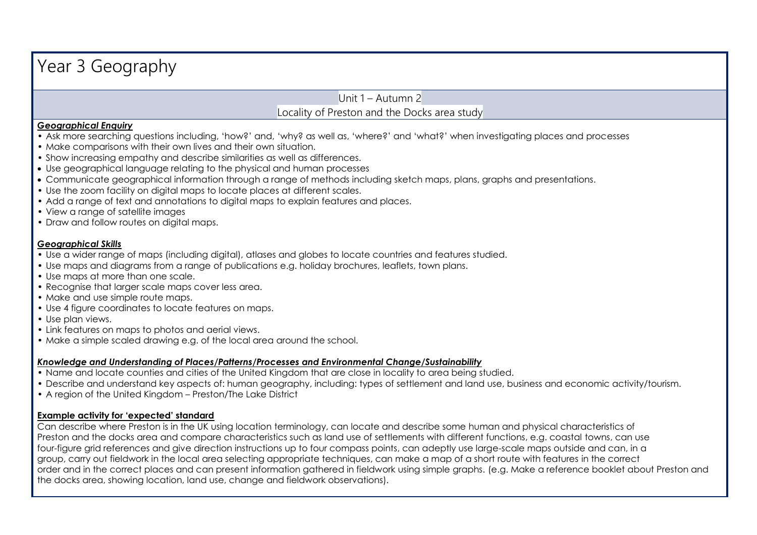# Year 3 Geography

## Unit 1 – Autumn 2

### Locality of Preston and the Docks area study

***Geographical Enquiry***

- Ask more searching questions including, 'how?' and, 'why? as well as, 'where?' and 'what?' when investigating places and processes
- Make comparisons with their own lives and their own situation.
- Show increasing empathy and describe similarities as well as differences.
- Use geographical language relating to the physical and human processes
- Communicate geographical information through a range of methods including sketch maps, plans, graphs and presentations.
- Use the zoom facility on digital maps to locate places at different scales.
- Add a range of text and annotations to digital maps to explain features and places.
- View a range of satellite images
- Draw and follow routes on digital maps.

***Geographical Skills***

- Use a wider range of maps (including digital), atlases and globes to locate countries and features studied.
- Use maps and diagrams from a range of publications e.g. holiday brochures, leaflets, town plans.
- Use maps at more than one scale.
- Recognise that larger scale maps cover less area.
- Make and use simple route maps.
- Use 4 figure coordinates to locate features on maps.
- Use plan views.
- Link features on maps to photos and aerial views.
- Make a simple scaled drawing e.g. of the local area around the school.

***Knowledge and Understanding of Places/Patterns/Processes and Environmental Change/Sustainability***

- Name and locate counties and cities of the United Kingdom that are close in locality to area being studied.
- Describe and understand key aspects of: human geography, including: types of settlement and land use, business and economic activity/tourism.
- A region of the United Kingdom – Preston/The Lake District

**Example activity for 'expected' standard**

Can describe where Preston is in the UK using location terminology, can locate and describe some human and physical characteristics of Preston and the docks area and compare characteristics such as land use of settlements with different functions, e.g. coastal towns, can use four-figure grid references and give direction instructions up to four compass points, can adeptly use large-scale maps outside and can, in a group, carry out fieldwork in the local area selecting appropriate techniques, can make a map of a short route with features in the correct order and in the correct places and can present information gathered in fieldwork using simple graphs. (e.g. Make a reference booklet about Preston and the docks area, showing location, land use, change and fieldwork observations).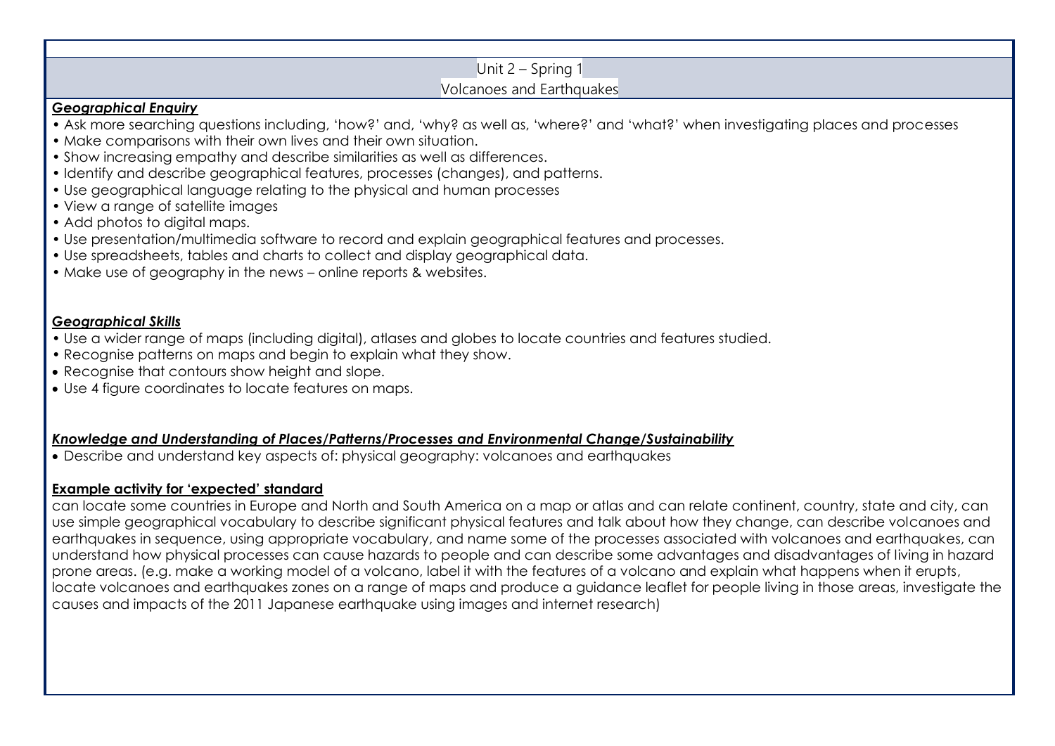Unit 2 – Spring 1

Volcanoes and Earthquakes

***Geographical Enquiry***

- Ask more searching questions including, 'how?' and, 'why? as well as, 'where?' and 'what?' when investigating places and processes
- Make comparisons with their own lives and their own situation.
- Show increasing empathy and describe similarities as well as differences.
- Identify and describe geographical features, processes (changes), and patterns.
- Use geographical language relating to the physical and human processes
- View a range of satellite images
- Add photos to digital maps.
- Use presentation/multimedia software to record and explain geographical features and processes.
- Use spreadsheets, tables and charts to collect and display geographical data.
- Make use of geography in the news – online reports & websites.

***Geographical Skills***

- Use a wider range of maps (including digital), atlases and globes to locate countries and features studied.
- Recognise patterns on maps and begin to explain what they show.
- Recognise that contours show height and slope.
- Use 4 figure coordinates to locate features on maps.

***Knowledge and Understanding of Places/Patterns/Processes and Environmental Change/Sustainability***

- Describe and understand key aspects of: physical geography: volcanoes and earthquakes

**Example activity for 'expected' standard**

can locate some countries in Europe and North and South America on a map or atlas and can relate continent, country, state and city, can use simple geographical vocabulary to describe significant physical features and talk about how they change, can describe volcanoes and earthquakes in sequence, using appropriate vocabulary, and name some of the processes associated with volcanoes and earthquakes, can understand how physical processes can cause hazards to people and can describe some advantages and disadvantages of living in hazard prone areas. (e.g. make a working model of a volcano, label it with the features of a volcano and explain what happens when it erupts, locate volcanoes and earthquakes zones on a range of maps and produce a guidance leaflet for people living in those areas, investigate the causes and impacts of the 2011 Japanese earthquake using images and internet research)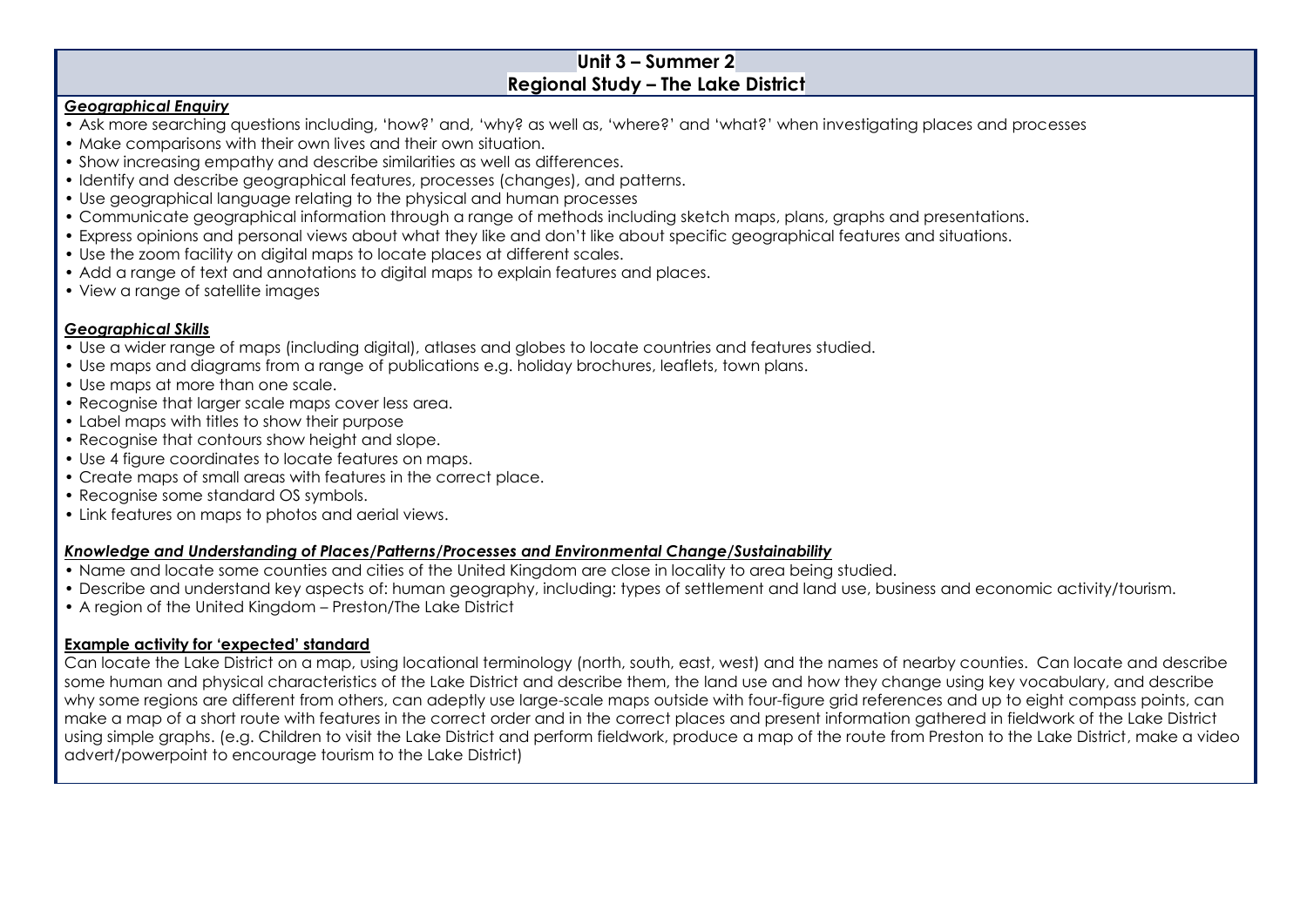## Unit 3 – Summer 2
## Regional Study – The Lake District

***Geographical Enquiry***

- Ask more searching questions including, 'how?' and, 'why? as well as, 'where?' and 'what?' when investigating places and processes
- Make comparisons with their own lives and their own situation.
- Show increasing empathy and describe similarities as well as differences.
- Identify and describe geographical features, processes (changes), and patterns.
- Use geographical language relating to the physical and human processes
- Communicate geographical information through a range of methods including sketch maps, plans, graphs and presentations.
- Express opinions and personal views about what they like and don't like about specific geographical features and situations.
- Use the zoom facility on digital maps to locate places at different scales.
- Add a range of text and annotations to digital maps to explain features and places.
- View a range of satellite images

***Geographical Skills***

- Use a wider range of maps (including digital), atlases and globes to locate countries and features studied.
- Use maps and diagrams from a range of publications e.g. holiday brochures, leaflets, town plans.
- Use maps at more than one scale.
- Recognise that larger scale maps cover less area.
- Label maps with titles to show their purpose
- Recognise that contours show height and slope.
- Use 4 figure coordinates to locate features on maps.
- Create maps of small areas with features in the correct place.
- Recognise some standard OS symbols.
- Link features on maps to photos and aerial views.

***Knowledge and Understanding of Places/Patterns/Processes and Environmental Change/Sustainability***

- Name and locate some counties and cities of the United Kingdom are close in locality to area being studied.
- Describe and understand key aspects of: human geography, including: types of settlement and land use, business and economic activity/tourism.
- A region of the United Kingdom – Preston/The Lake District

**Example activity for 'expected' standard**

Can locate the Lake District on a map, using locational terminology (north, south, east, west) and the names of nearby counties. Can locate and describe some human and physical characteristics of the Lake District and describe them, the land use and how they change using key vocabulary, and describe why some regions are different from others, can adeptly use large-scale maps outside with four-figure grid references and up to eight compass points, can make a map of a short route with features in the correct order and in the correct places and present information gathered in fieldwork of the Lake District using simple graphs. (e.g. Children to visit the Lake District and perform fieldwork, produce a map of the route from Preston to the Lake District, make a video advert/powerpoint to encourage tourism to the Lake District)